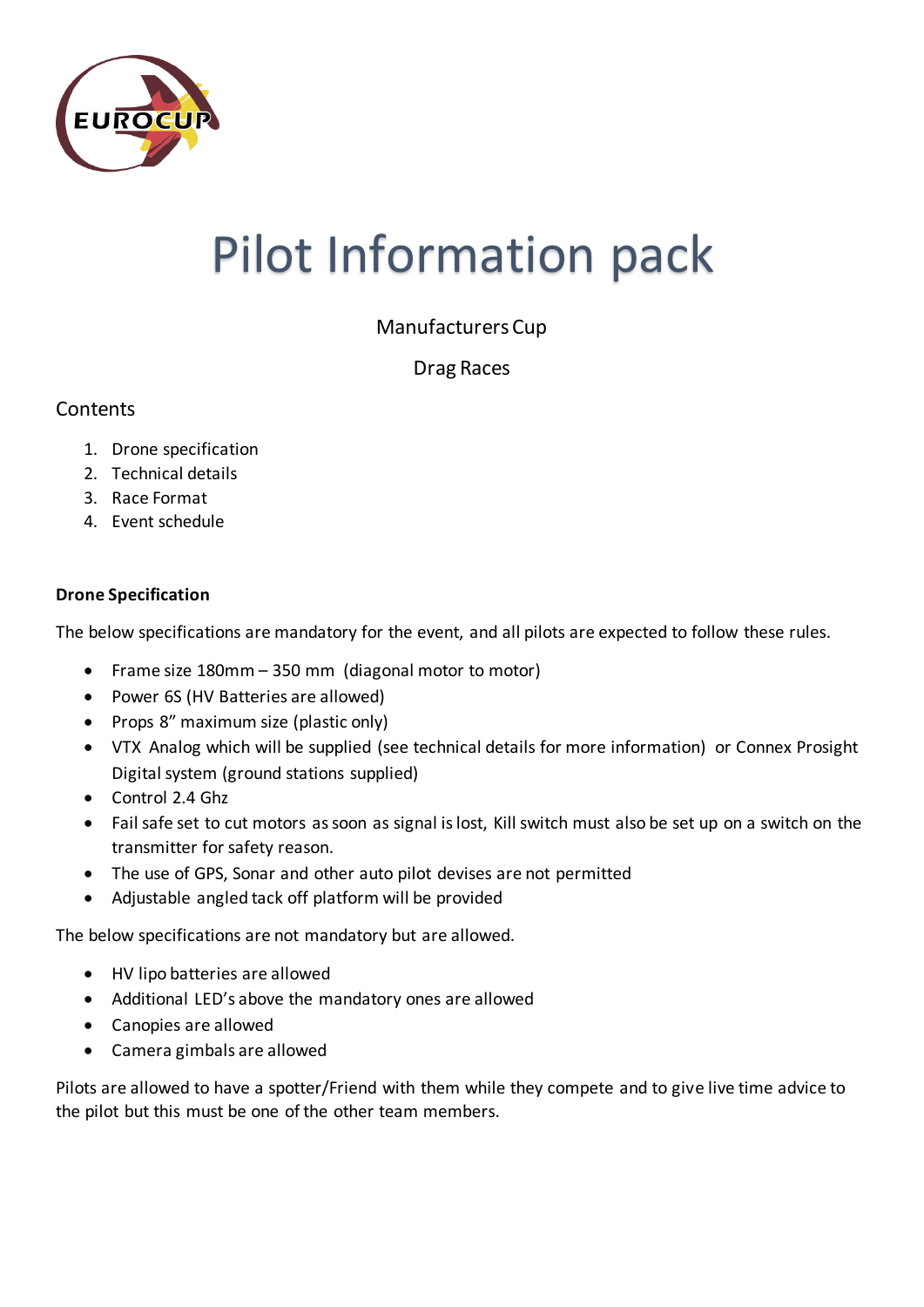# Pilot Information pack

Manufacturers Cup

Drag Races

## Contents

1. Drone specification
2. Technical details
3. Race Format
4. Event schedule

**Drone Specification**

The below specifications are mandatory for the event, and all pilots are expected to follow these rules.

- Frame size 180mm – 350 mm (diagonal motor to motor)
- Power 6S (HV Batteries are allowed)
- Props 8" maximum size (plastic only)
- VTX Analog which will be supplied (see technical details for more information) or Connex Prosight Digital system (ground stations supplied)
- Control 2.4 Ghz
- Fail safe set to cut motors as soon as signal is lost, Kill switch must also be set up on a switch on the transmitter for safety reason.
- The use of GPS, Sonar and other auto pilot devises are not permitted
- Adjustable angled tack off platform will be provided

The below specifications are not mandatory but are allowed.

- HV lipo batteries are allowed
- Additional LED's above the mandatory ones are allowed
- Canopies are allowed
- Camera gimbals are allowed

Pilots are allowed to have a spotter/Friend with them while they compete and to give live time advice to the pilot but this must be one of the other team members.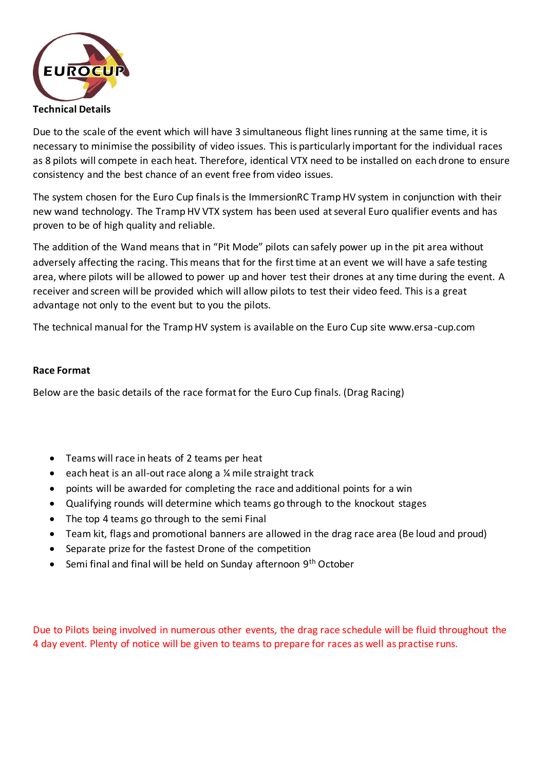**Technical Details**

Due to the scale of the event which will have 3 simultaneous flight lines running at the same time, it is necessary to minimise the possibility of video issues. This is particularly important for the individual races as 8 pilots will compete in each heat. Therefore, identical VTX need to be installed on each drone to ensure consistency and the best chance of an event free from video issues.

The system chosen for the Euro Cup finals is the ImmersionRC Tramp HV system in conjunction with their new wand technology. The Tramp HV VTX system has been used at several Euro qualifier events and has proven to be of high quality and reliable.

The addition of the Wand means that in "Pit Mode" pilots can safely power up in the pit area without adversely affecting the racing. This means that for the first time at an event we will have a safe testing area, where pilots will be allowed to power up and hover test their drones at any time during the event. A receiver and screen will be provided which will allow pilots to test their video feed. This is a great advantage not only to the event but to you the pilots.

The technical manual for the Tramp HV system is available on the Euro Cup site www.ersa-cup.com

**Race Format**

Below are the basic details of the race format for the Euro Cup finals. (Drag Racing)

- Teams will race in heats of 2 teams per heat
- each heat is an all-out race along a ¼ mile straight track
- points will be awarded for completing the race and additional points for a win
- Qualifying rounds will determine which teams go through to the knockout stages
- The top 4 teams go through to the semi Final
- Team kit, flags and promotional banners are allowed in the drag race area (Be loud and proud)
- Separate prize for the fastest Drone of the competition
- Semi final and final will be held on Sunday afternoon 9th October

Due to Pilots being involved in numerous other events, the drag race schedule will be fluid throughout the 4 day event. Plenty of notice will be given to teams to prepare for races as well as practise runs.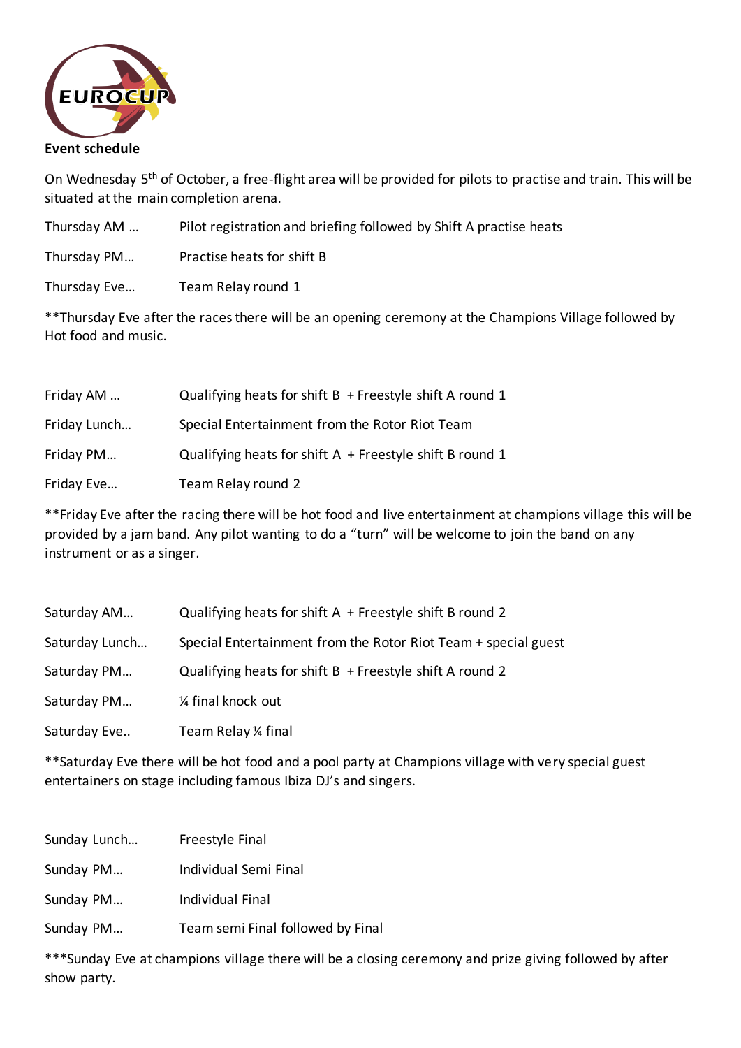**Event schedule**

On Wednesday 5th of October, a free-flight area will be provided for pilots to practise and train. This will be situated at the main completion arena.

| | |
|---|---|
| Thursday AM … | Pilot registration and briefing followed by Shift A practise heats |
| Thursday PM… | Practise heats for shift B |
| Thursday Eve… | Team Relay round 1 |

**Thursday Eve after the races there will be an opening ceremony at the Champions Village followed by Hot food and music.

| | |
|---|---|
| Friday AM … | Qualifying heats for shift B + Freestyle shift A round 1 |
| Friday Lunch… | Special Entertainment from the Rotor Riot Team |
| Friday PM… | Qualifying heats for shift A + Freestyle shift B round 1 |
| Friday Eve… | Team Relay round 2 |

**Friday Eve after the racing there will be hot food and live entertainment at champions village this will be provided by a jam band. Any pilot wanting to do a "turn" will be welcome to join the band on any instrument or as a singer.

| | |
|---|---|
| Saturday AM… | Qualifying heats for shift A + Freestyle shift B round 2 |
| Saturday Lunch… | Special Entertainment from the Rotor Riot Team + special guest |
| Saturday PM… | Qualifying heats for shift B + Freestyle shift A round 2 |
| Saturday PM… | ¼ final knock out |
| Saturday Eve.. | Team Relay ¼ final |

**Saturday Eve there will be hot food and a pool party at Champions village with very special guest entertainers on stage including famous Ibiza DJ's and singers.

| | |
|---|---|
| Sunday Lunch… | Freestyle Final |
| Sunday PM… | Individual Semi Final |
| Sunday PM… | Individual Final |
| Sunday PM… | Team semi Final followed by Final |

***Sunday Eve at champions village there will be a closing ceremony and prize giving followed by after show party.